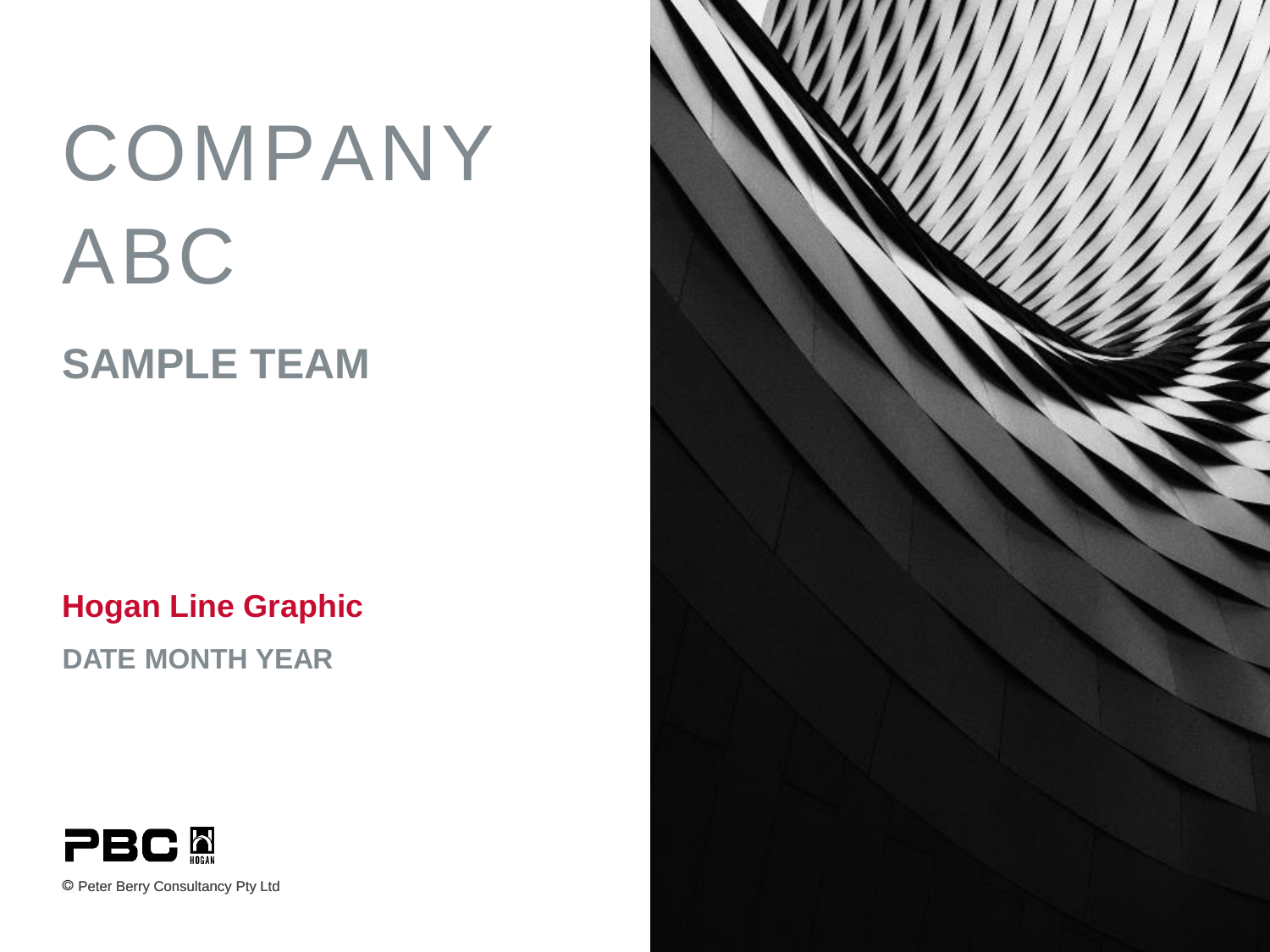# COMPANY ABC

## SAMPLE TEAM

**Hogan Line Graphic**

**DATE MONTH YEAR**

PBC HOGAN

© Peter Berry Consultancy Pty Ltd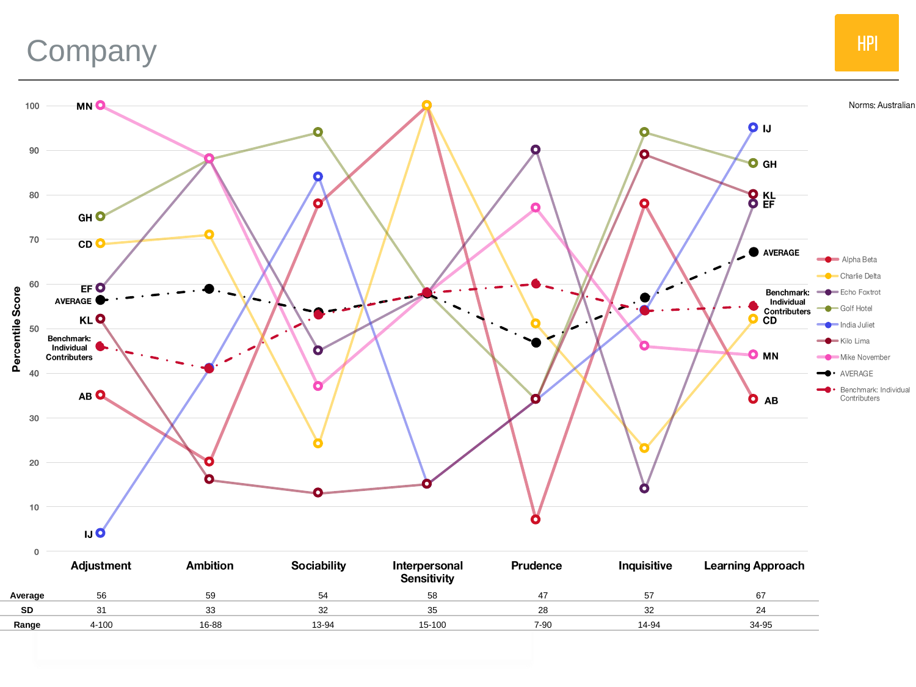# Company

HPI

Norms: Australian

Percentile Score

| | Adjustment | Ambition | Sociability | Interpersonal Sensitivity | Prudence | Inquisitive | Learning Approach |
|---|---|---|---|---|---|---|---|
| Average | 56 | 59 | 54 | 58 | 47 | 57 | 67 |
| SD | 31 | 33 | 32 | 35 | 28 | 32 | 24 |
| Range | 4-100 | 16-88 | 13-94 | 15-100 | 7-90 | 14-94 | 34-95 |

Legend: Alpha Beta, Charlie Delta, Echo Foxtrot, Golf Hotel, India Juliet, Kilo Lima, Mike November, AVERAGE, Benchmark: Individual Contributers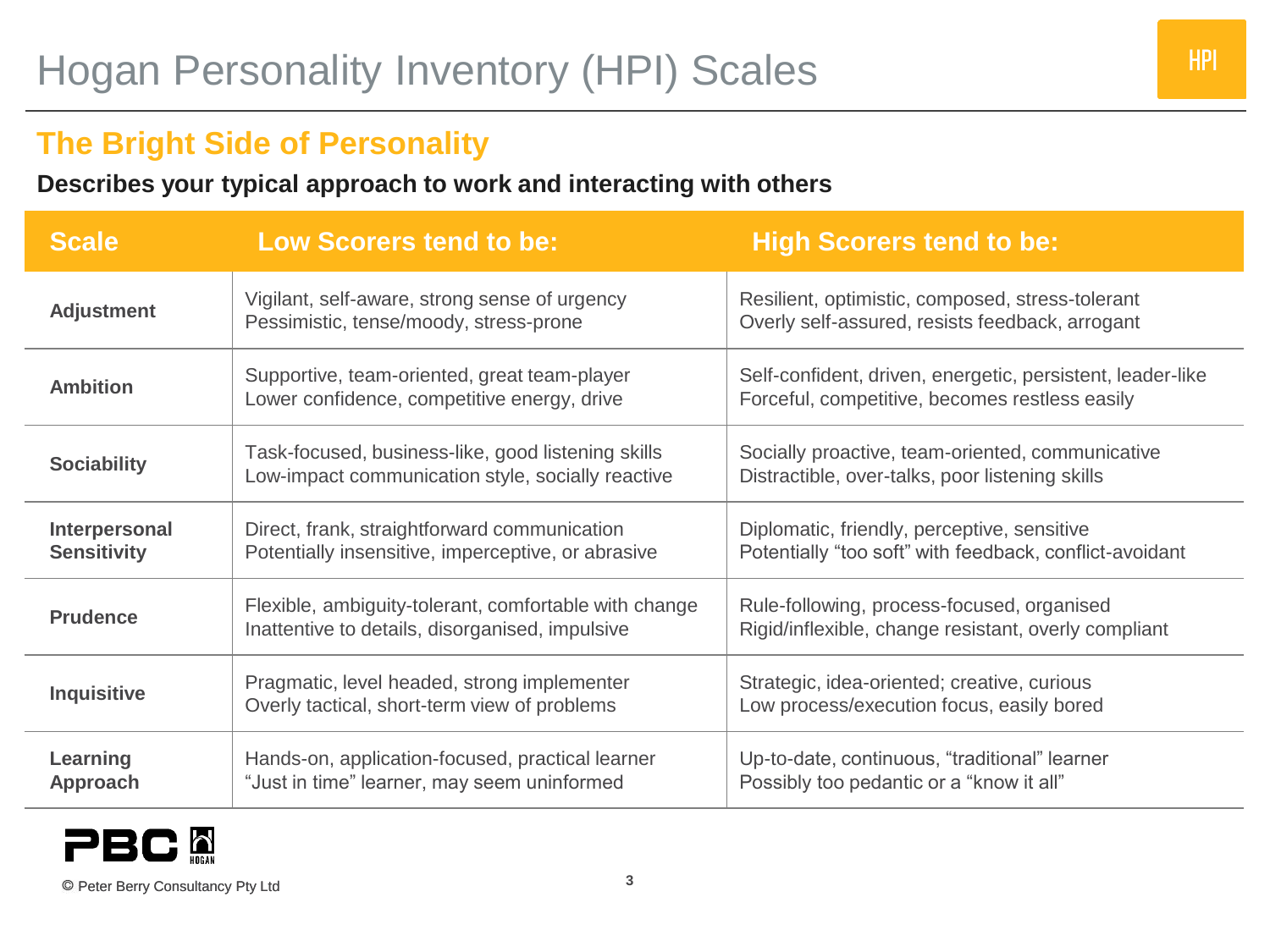# Hogan Personality Inventory (HPI) Scales

## The Bright Side of Personality

**Describes your typical approach to work and interacting with others**

| Scale | Low Scorers tend to be: | High Scorers tend to be: |
|---|---|---|
| **Adjustment** | Vigilant, self-aware, strong sense of urgency<br>Pessimistic, tense/moody, stress-prone | Resilient, optimistic, composed, stress-tolerant<br>Overly self-assured, resists feedback, arrogant |
| **Ambition** | Supportive, team-oriented, great team-player<br>Lower confidence, competitive energy, drive | Self-confident, driven, energetic, persistent, leader-like<br>Forceful, competitive, becomes restless easily |
| **Sociability** | Task-focused, business-like, good listening skills<br>Low-impact communication style, socially reactive | Socially proactive, team-oriented, communicative<br>Distractible, over-talks, poor listening skills |
| **Interpersonal Sensitivity** | Direct, frank, straightforward communication<br>Potentially insensitive, imperceptive, or abrasive | Diplomatic, friendly, perceptive, sensitive<br>Potentially “too soft” with feedback, conflict-avoidant |
| **Prudence** | Flexible, ambiguity-tolerant, comfortable with change<br>Inattentive to details, disorganised, impulsive | Rule-following, process-focused, organised<br>Rigid/inflexible, change resistant, overly compliant |
| **Inquisitive** | Pragmatic, level headed, strong implementer<br>Overly tactical, short-term view of problems | Strategic, idea-oriented; creative, curious<br>Low process/execution focus, easily bored |
| **Learning Approach** | Hands-on, application-focused, practical learner<br>“Just in time” learner, may seem uninformed | Up-to-date, continuous, “traditional” learner<br>Possibly too pedantic or a “know it all” |

© Peter Berry Consultancy Pty Ltd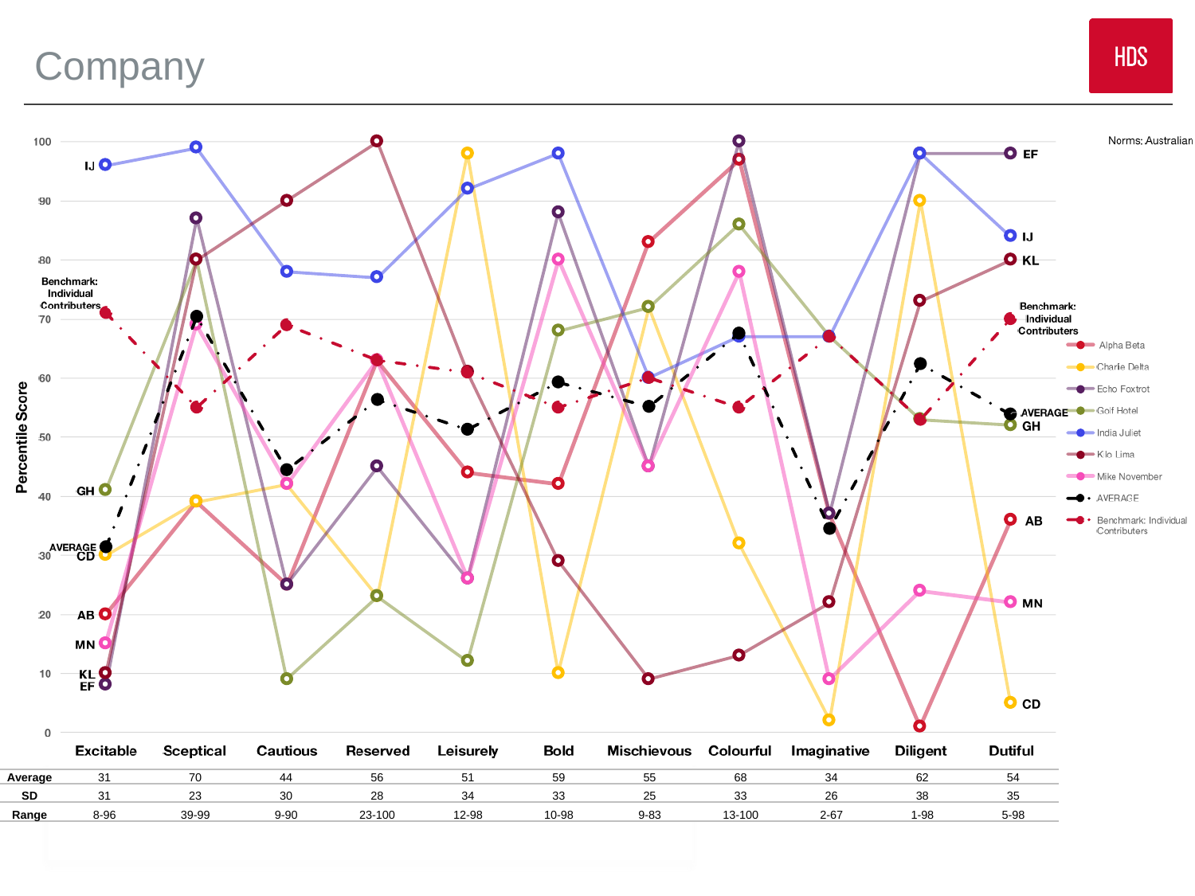# Company

HDS

Norms: Australian

| | Excitable | Sceptical | Cautious | Reserved | Leisurely | Bold | Mischievous | Colourful | Imaginative | Diligent | Dutiful |
|---|---|---|---|---|---|---|---|---|---|---|---|
| Average | 31 | 70 | 44 | 56 | 51 | 59 | 55 | 68 | 34 | 62 | 54 |
| SD | 31 | 23 | 30 | 28 | 34 | 33 | 25 | 33 | 26 | 38 | 35 |
| Range | 8-96 | 39-99 | 9-90 | 23-100 | 12-98 | 10-98 | 9-83 | 13-100 | 2-67 | 1-98 | 5-98 |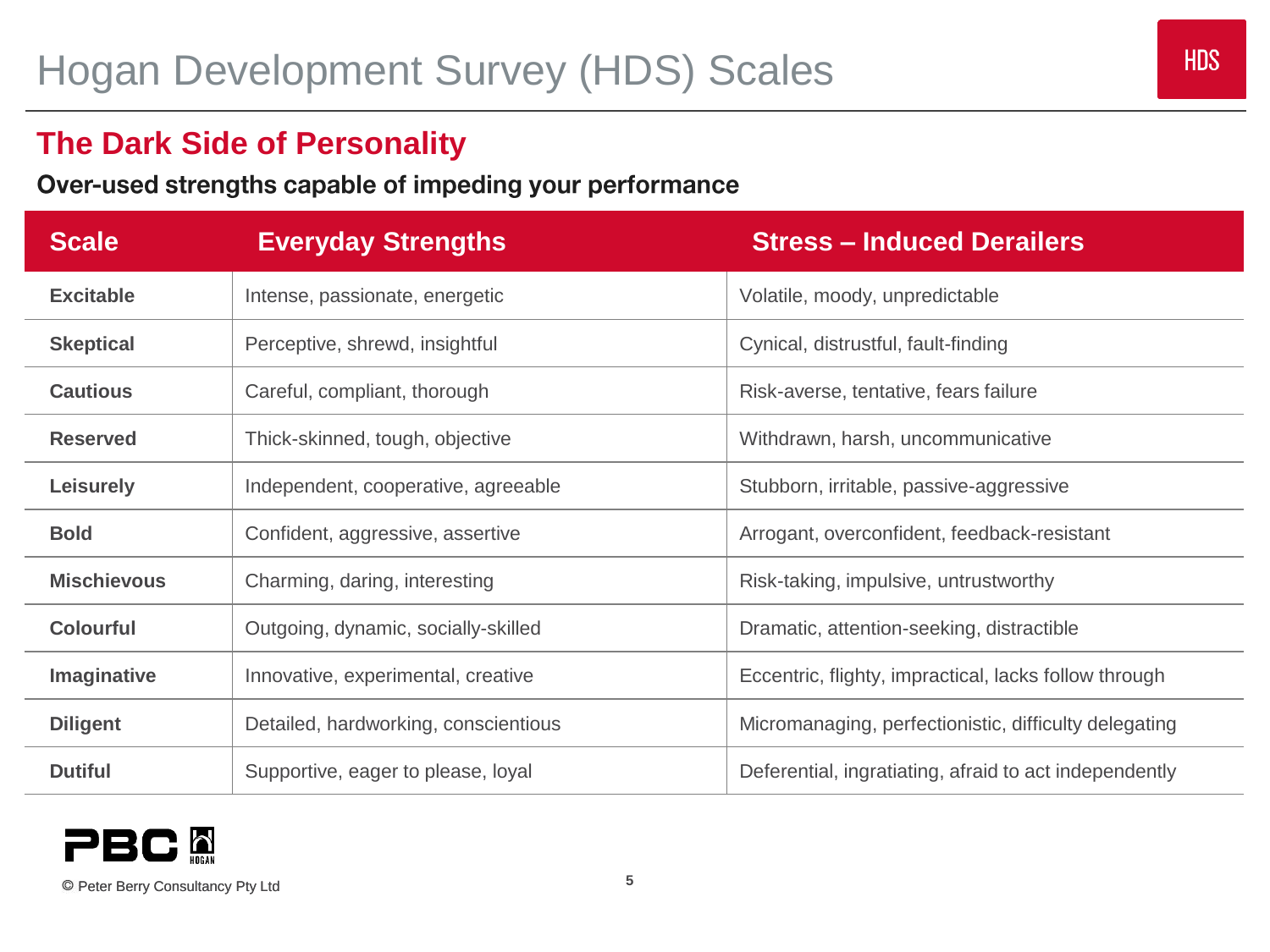# Hogan Development Survey (HDS) Scales

HDS

## The Dark Side of Personality

**Over-used strengths capable of impeding your performance**

| Scale | Everyday Strengths | Stress – Induced Derailers |
|---|---|---|
| **Excitable** | Intense, passionate, energetic | Volatile, moody, unpredictable |
| **Skeptical** | Perceptive, shrewd, insightful | Cynical, distrustful, fault-finding |
| **Cautious** | Careful, compliant, thorough | Risk-averse, tentative, fears failure |
| **Reserved** | Thick-skinned, tough, objective | Withdrawn, harsh, uncommunicative |
| **Leisurely** | Independent, cooperative, agreeable | Stubborn, irritable, passive-aggressive |
| **Bold** | Confident, aggressive, assertive | Arrogant, overconfident, feedback-resistant |
| **Mischievous** | Charming, daring, interesting | Risk-taking, impulsive, untrustworthy |
| **Colourful** | Outgoing, dynamic, socially-skilled | Dramatic, attention-seeking, distractible |
| **Imaginative** | Innovative, experimental, creative | Eccentric, flighty, impractical, lacks follow through |
| **Diligent** | Detailed, hardworking, conscientious | Micromanaging, perfectionistic, difficulty delegating |
| **Dutiful** | Supportive, eager to please, loyal | Deferential, ingratiating, afraid to act independently |

PBC HOGAN

© Peter Berry Consultancy Pty Ltd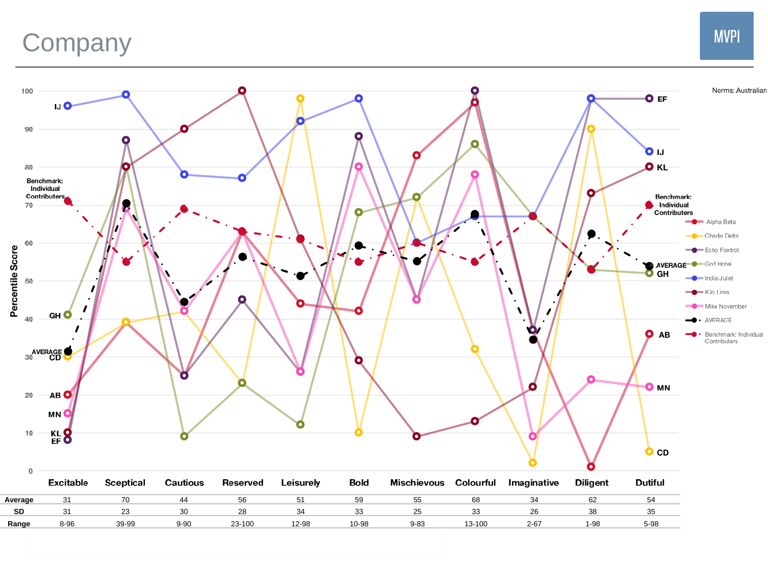# Company

MVPI

Norms: Australian

| | Excitable | Sceptical | Cautious | Reserved | Leisurely | Bold | Mischievous | Colourful | Imaginative | Diligent | Dutiful |
|---|---|---|---|---|---|---|---|---|---|---|---|
| Average | 31 | 70 | 44 | 56 | 51 | 59 | 55 | 68 | 34 | 62 | 54 |
| SD | 31 | 23 | 30 | 28 | 34 | 33 | 25 | 33 | 26 | 38 | 35 |
| Range | 8-96 | 39-99 | 9-90 | 23-100 | 12-98 | 10-98 | 9-83 | 13-100 | 2-67 | 1-98 | 5-98 |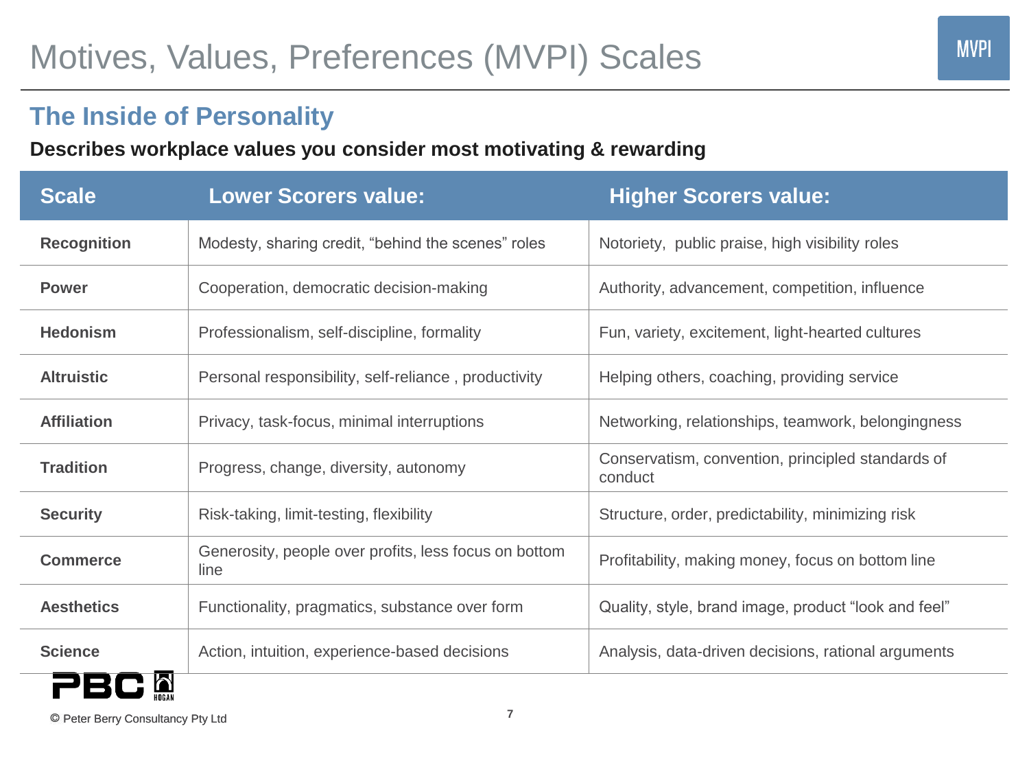# Motives, Values, Preferences (MVPI) Scales

MVPI

## The Inside of Personality

**Describes workplace values you consider most motivating & rewarding**

| Scale | Lower Scorers value: | Higher Scorers value: |
|---|---|---|
| **Recognition** | Modesty, sharing credit, "behind the scenes" roles | Notoriety, public praise, high visibility roles |
| **Power** | Cooperation, democratic decision-making | Authority, advancement, competition, influence |
| **Hedonism** | Professionalism, self-discipline, formality | Fun, variety, excitement, light-hearted cultures |
| **Altruistic** | Personal responsibility, self-reliance , productivity | Helping others, coaching, providing service |
| **Affiliation** | Privacy, task-focus, minimal interruptions | Networking, relationships, teamwork, belongingness |
| **Tradition** | Progress, change, diversity, autonomy | Conservatism, convention, principled standards of conduct |
| **Security** | Risk-taking, limit-testing, flexibility | Structure, order, predictability, minimizing risk |
| **Commerce** | Generosity, people over profits, less focus on bottom line | Profitability, making money, focus on bottom line |
| **Aesthetics** | Functionality, pragmatics, substance over form | Quality, style, brand image, product "look and feel" |
| **Science** | Action, intuition, experience-based decisions | Analysis, data-driven decisions, rational arguments |

© Peter Berry Consultancy Pty Ltd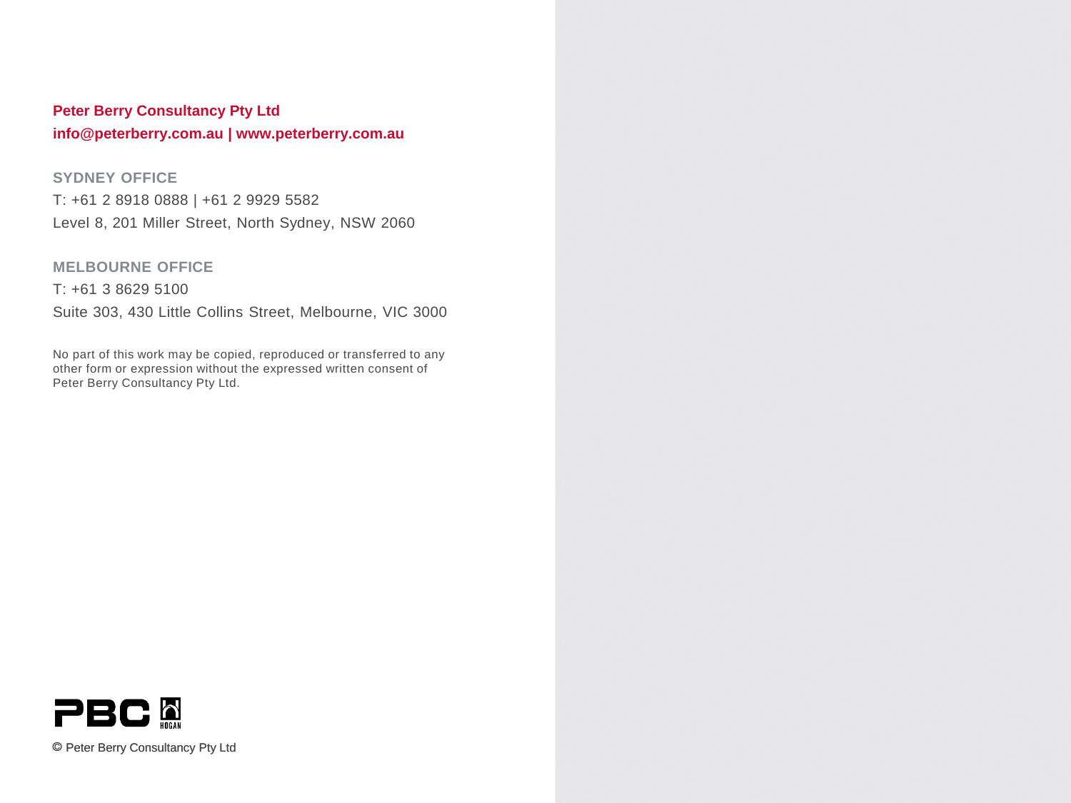**Peter Berry Consultancy Pty Ltd**

**info@peterberry.com.au | www.peterberry.com.au**

**SYDNEY OFFICE**

T: +61 2 8918 0888 | +61 2 9929 5582

Level 8, 201 Miller Street, North Sydney, NSW 2060

**MELBOURNE OFFICE**

T: +61 3 8629 5100

Suite 303, 430 Little Collins Street, Melbourne, VIC 3000

No part of this work may be copied, reproduced or transferred to any other form or expression without the expressed written consent of Peter Berry Consultancy Pty Ltd.

PBC HOGAN

© Peter Berry Consultancy Pty Ltd